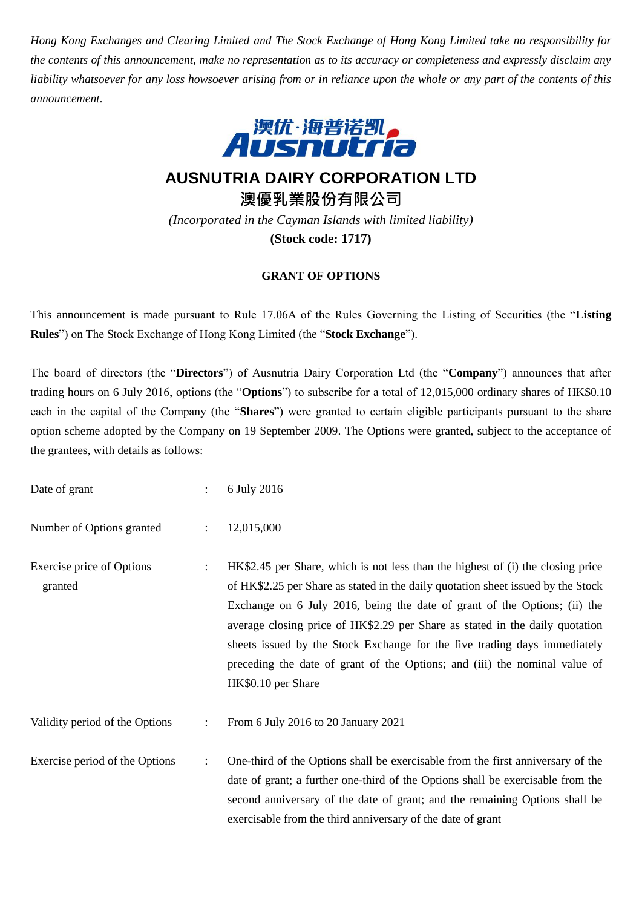*Hong Kong Exchanges and Clearing Limited and The Stock Exchange of Hong Kong Limited take no responsibility for the contents of this announcement, make no representation as to its accuracy or completeness and expressly disclaim any liability whatsoever for any loss howsoever arising from or in reliance upon the whole or any part of the contents of this announcement.*

澳优·海普诺凯
Ausnutria

# AUSNUTRIA DAIRY CORPORATION LTD

# 澳優乳業股份有限公司

*(Incorporated in the Cayman Islands with limited liability)*

**(Stock code: 1717)**

## GRANT OF OPTIONS

This announcement is made pursuant to Rule 17.06A of the Rules Governing the Listing of Securities (the "**Listing Rules**") on The Stock Exchange of Hong Kong Limited (the "**Stock Exchange**").

The board of directors (the "**Directors**") of Ausnutria Dairy Corporation Ltd (the "**Company**") announces that after trading hours on 6 July 2016, options (the "**Options**") to subscribe for a total of 12,015,000 ordinary shares of HK$0.10 each in the capital of the Company (the "**Shares**") were granted to certain eligible participants pursuant to the share option scheme adopted by the Company on 19 September 2009. The Options were granted, subject to the acceptance of the grantees, with details as follows:

Date of grant : 6 July 2016

Number of Options granted : 12,015,000

Exercise price of Options granted : HK$2.45 per Share, which is not less than the highest of (i) the closing price of HK$2.25 per Share as stated in the daily quotation sheet issued by the Stock Exchange on 6 July 2016, being the date of grant of the Options; (ii) the average closing price of HK$2.29 per Share as stated in the daily quotation sheets issued by the Stock Exchange for the five trading days immediately preceding the date of grant of the Options; and (iii) the nominal value of HK$0.10 per Share

Validity period of the Options : From 6 July 2016 to 20 January 2021

Exercise period of the Options : One-third of the Options shall be exercisable from the first anniversary of the date of grant; a further one-third of the Options shall be exercisable from the second anniversary of the date of grant; and the remaining Options shall be exercisable from the third anniversary of the date of grant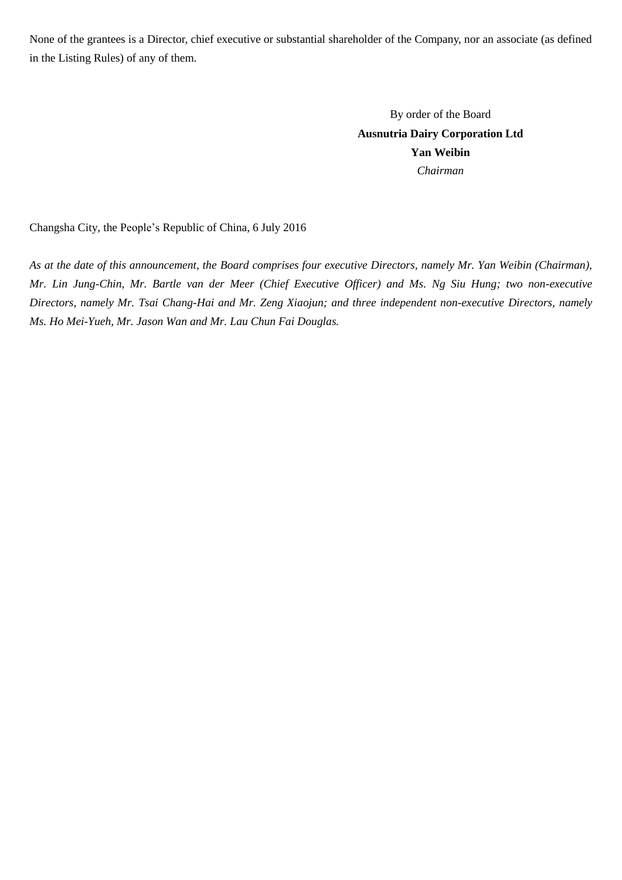None of the grantees is a Director, chief executive or substantial shareholder of the Company, nor an associate (as defined in the Listing Rules) of any of them.

By order of the Board
**Ausnutria Dairy Corporation Ltd**
**Yan Weibin**
*Chairman*

Changsha City, the People's Republic of China, 6 July 2016

*As at the date of this announcement, the Board comprises four executive Directors, namely Mr. Yan Weibin (Chairman), Mr. Lin Jung-Chin, Mr. Bartle van der Meer (Chief Executive Officer) and Ms. Ng Siu Hung; two non-executive Directors, namely Mr. Tsai Chang-Hai and Mr. Zeng Xiaojun; and three independent non-executive Directors, namely Ms. Ho Mei-Yueh, Mr. Jason Wan and Mr. Lau Chun Fai Douglas.*